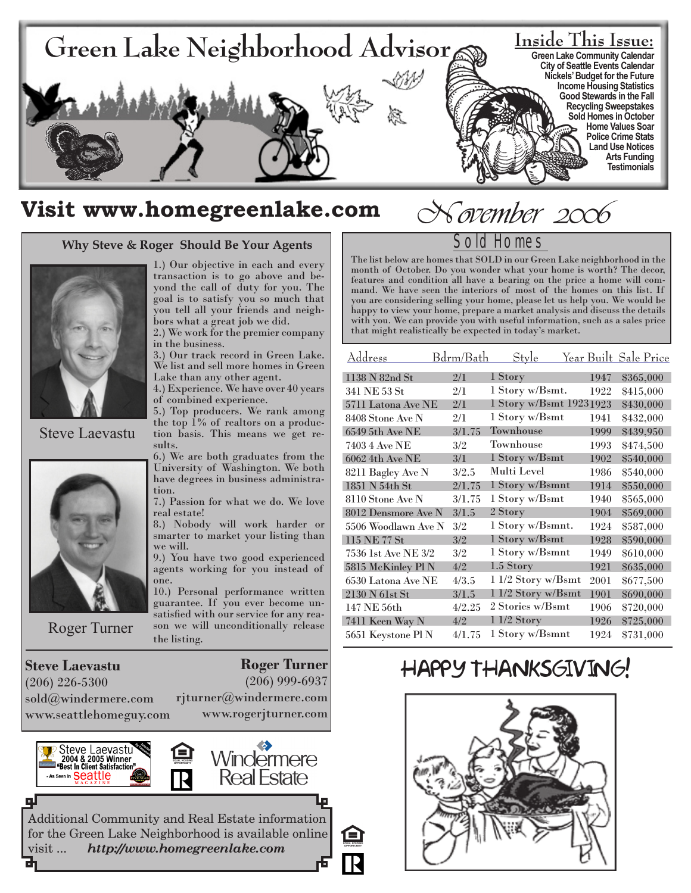# Green Lake Neighborhood Advisor

## Inside This Issue:

- Green Lake Community Calendar
- City of Seattle Events Calendar
- Nickels' Budget for the Future
- Income Housing Statistics
- Good Stewards in the Fall
- Recycling Sweepstakes
- Sold Homes in October
- Home Values Soar
- Police Crime Stats
- Land Use Notices
- Arts Funding
- Testimonials

## Visit www.homegreenlake.com

*November 2006*

### Why Steve & Roger Should Be Your Agents

1.) Our objective in each and every transaction is to go above and beyond the call of duty for you. The goal is to satisfy you so much that you tell all your friends and neighbors what a great job we did.
2.) We work for the premier company in the business.
3.) Our track record in Green Lake. We list and sell more homes in Green Lake than any other agent.
4.) Experience. We have over 40 years of combined experience.
5.) Top producers. We rank among the top 1% of realtors on a production basis. This means we get results.
6.) We are both graduates from the University of Washington. We both have degrees in business administration.
7.) Passion for what we do. We love real estate!
8.) Nobody will work harder or smarter to market your listing than we will.
9.) You have two good experienced agents working for you instead of one.
10.) Personal performance written guarantee. If you ever become unsatisfied with our service for any reason we will unconditionally release the listing.

Steve Laevastu

Roger Turner

**Steve Laevastu**
(206) 226-5300
sold@windermere.com
www.seattlehomeguy.com

**Roger Turner**
(206) 999-6937
rjturner@windermere.com
www.rogerjturner.com

Steve Laevastu 2004 & 2005 Winner "Best In Client Satisfaction" - As Seen In Seattle Magazine

Windermere Real Estate

Additional Community and Real Estate information for the Green Lake Neighborhood is available online visit ... ***http://www.homegreenlake.com***

### Sold Homes

The list below are homes that SOLD in our Green Lake neighborhood in the month of October. Do you wonder what your home is worth? The decor, features and condition all have a bearing on the price a home will command. We have seen the interiors of most of the homes on this list. If you are considering selling your home, please let us help you. We would be happy to view your home, prepare a market analysis and discuss the details with you. We can provide you with useful information, such as a sales price that might realistically be expected in today's market.

| Address | Bdrm/Bath | Style | Year Built | Sale Price |
|---|---|---|---|---|
| 1138 N 82nd St | 2/1 | 1 Story | 1947 | $365,000 |
| 341 NE 53 St | 2/1 | 1 Story w/Bsmt. | 1922 | $415,000 |
| 5711 Latona Ave NE | 2/1 | 1 Story w/Bsmt 1923 | 1923 | $430,000 |
| 8408 Stone Ave N | 2/1 | 1 Story w/Bsmt | 1941 | $432,000 |
| 6549 5th Ave NE | 3/1.75 | Townhouse | 1999 | $439,950 |
| 7403 4 Ave NE | 3/2 | Townhouse | 1993 | $474,500 |
| 6062 4th Ave NE | 3/1 | 1 Story w/Bsmt | 1902 | $540,000 |
| 8211 Bagley Ave N | 3/2.5 | Multi Level | 1986 | $540,000 |
| 1851 N 54th St | 2/1.75 | 1 Story w/Bsmnt | 1914 | $550,000 |
| 8110 Stone Ave N | 3/1.75 | 1 Story w/Bsmt | 1940 | $565,000 |
| 8012 Densmore Ave N | 3/1.5 | 2 Story | 1904 | $569,000 |
| 5506 Woodlawn Ave N | 3/2 | 1 Story w/Bsmnt. | 1924 | $587,000 |
| 115 NE 77 St | 3/2 | 1 Story w/Bsmt | 1928 | $590,000 |
| 7536 1st Ave NE 3/2 | 3/2 | 1 Story w/Bsmnt | 1949 | $610,000 |
| 5815 McKinley Pl N | 4/2 | 1.5 Story | 1921 | $635,000 |
| 6530 Latona Ave NE | 4/3.5 | 1 1/2 Story w/Bsmt | 2001 | $677,500 |
| 2130 N 61st St | 3/1.5 | 1 1/2 Story w/Bsmt | 1901 | $690,000 |
| 147 NE 56th | 4/2.25 | 2 Stories w/Bsmt | 1906 | $720,000 |
| 7411 Keen Way N | 4/2 | 1 1/2 Story | 1926 | $725,000 |
| 5651 Keystone Pl N | 4/1.75 | 1 Story w/Bsmnt | 1924 | $731,000 |

## HAPPY THANKSGIVING!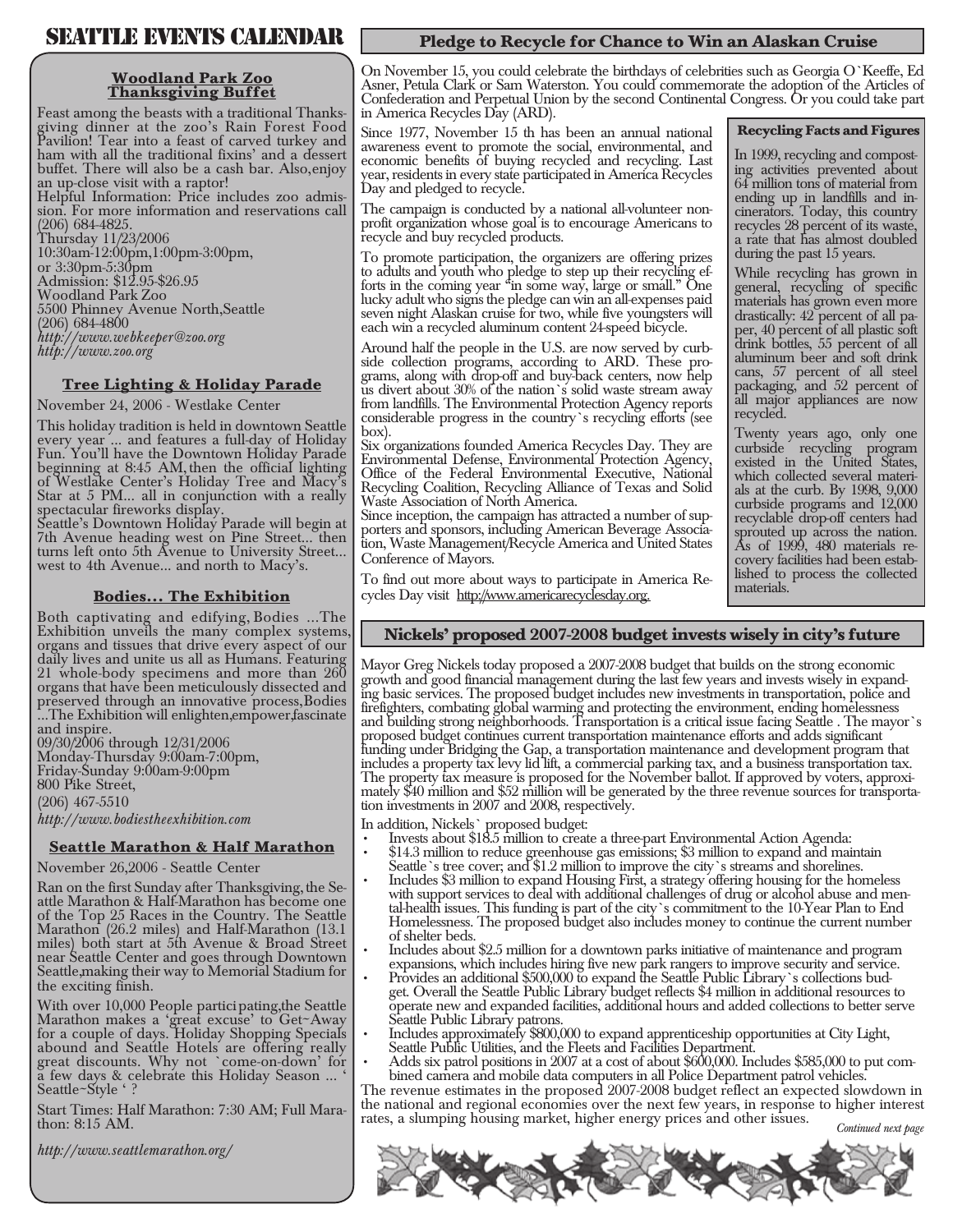# SEATTLE EVENTS CALENDAR

### Woodland Park Zoo Thanksgiving Buffet

Feast among the beasts with a traditional Thanksgiving dinner at the zoo's Rain Forest Food Pavilion! Tear into a feast of carved turkey and ham with all the traditional fixins' and a dessert buffet. There will also be a cash bar. Also,enjoy an up-close visit with a raptor!
Helpful Information: Price includes zoo admission. For more information and reservations call (206) 684-4825.
Thursday 11/23/2006
10:30am-12:00pm,1:00pm-3:00pm,
or 3:30pm-5:30pm
Admission: $12.95-$26.95
Woodland Park Zoo
5500 Phinney Avenue North,Seattle
(206) 684-4800
*http://www.webkeeper@zoo.org*
*http://www.zoo.org*

### Tree Lighting & Holiday Parade

November 24, 2006 - Westlake Center

This holiday tradition is held in downtown Seattle every year ... and features a full-day of Holiday Fun. You'll have the Downtown Holiday Parade beginning at 8:45 AM,then the official lighting of Westlake Center's Holiday Tree and Macy's Star at 5 PM... all in conjunction with a really spectacular fireworks display.
Seattle's Downtown Holiday Parade will begin at 7th Avenue heading west on Pine Street... then turns left onto 5th Avenue to University Street... west to 4th Avenue... and north to Macy's.

### Bodies... The Exhibition

Both captivating and edifying, Bodies ...The Exhibition unveils the many complex systems, organs and tissues that drive every aspect of our daily lives and unite us all as Humans. Featuring 21 whole-body specimens and more than 260 organs that have been meticulously dissected and preserved through an innovative process,Bodies ...The Exhibition will enlighten,empower,fascinate and inspire.
09/30/2006 through 12/31/2006
Monday-Thursday 9:00am-7:00pm,
Friday-Sunday 9:00am-9:00pm
800 Pike Street,
(206) 467-5510
*http://www.bodiestheexhibition.com*

### Seattle Marathon & Half Marathon

November 26,2006 - Seattle Center

Ran on the first Sunday after Thanksgiving, the Seattle Marathon & Half-Marathon has become one of the Top 25 Races in the Country. The Seattle Marathon (26.2 miles) and Half-Marathon (13.1 miles) both start at 5th Avenue & Broad Street near Seattle Center and goes through Downtown Seattle,making their way to Memorial Stadium for the exciting finish.

With over 10,000 People participating,the Seattle Marathon makes a 'great excuse' to Get~Away for a couple of days. Holiday Shopping Specials abound and Seattle Hotels are offering really great discounts. Why not `come-on-down' for a few days & celebrate this Holiday Season ... ' Seattle~Style ' ?

Start Times: Half Marathon: 7:30 AM; Full Marathon: 8:15 AM.

*http://www.seattlemarathon.org/*

## Pledge to Recycle for Chance to Win an Alaskan Cruise

On November 15, you could celebrate the birthdays of celebrities such as Georgia O`Keeffe, Ed Asner, Petula Clark or Sam Waterston. You could commemorate the adoption of the Articles of Confederation and Perpetual Union by the second Continental Congress. Or you could take part in America Recycles Day (ARD).

Since 1977, November 15 th has been an annual national awareness event to promote the social, environmental, and economic benefits of buying recycled and recycling. Last year, residents in every state participated in America Recycles Day and pledged to recycle.

The campaign is conducted by a national all-volunteer nonprofit organization whose goal is to encourage Americans to recycle and buy recycled products.

To promote participation, the organizers are offering prizes to adults and youth who pledge to step up their recycling efforts in the coming year "in some way, large or small." One lucky adult who signs the pledge can win an all-expenses paid seven night Alaskan cruise for two, while five youngsters will each win a recycled aluminum content 24-speed bicycle.

Around half the people in the U.S. are now served by curbside collection programs, according to ARD. These programs, along with drop-off and buy-back centers, now help us divert about 30% of the nation`s solid waste stream away from landfills. The Environmental Protection Agency reports considerable progress in the country`s recycling efforts (see box).

Six organizations founded America Recycles Day. They are Environmental Defense, Environmental Protection Agency, Office of the Federal Environmental Executive, National Recycling Coalition, Recycling Alliance of Texas and Solid Waste Association of North America.

Since inception, the campaign has attracted a number of supporters and sponsors, including American Beverage Association, Waste Management/Recycle America and United States Conference of Mayors.

To find out more about ways to participate in America Recycles Day visit http://www.americarecyclesday.org.

### Recycling Facts and Figures

In 1999, recycling and composting activities prevented about 64 million tons of material from ending up in landfills and incinerators. Today, this country recycles 28 percent of its waste, a rate that has almost doubled during the past 15 years.

While recycling has grown in general, recycling of specific materials has grown even more drastically: 42 percent of all paper, 40 percent of all plastic soft drink bottles, 55 percent of all aluminum beer and soft drink cans, 57 percent of all steel packaging, and 52 percent of all major appliances are now recycled.

Twenty years ago, only one curbside recycling program existed in the United States, which collected several materials at the curb. By 1998, 9,000 curbside programs and 12,000 recyclable drop-off centers had sprouted up across the nation. As of 1999, 480 materials recovery facilities had been established to process the collected materials.

## Nickels' proposed 2007-2008 budget invests wisely in city's future

Mayor Greg Nickels today proposed a 2007-2008 budget that builds on the strong economic growth and good financial management during the last few years and invests wisely in expanding basic services. The proposed budget includes new investments in transportation, police and firefighters, combating global warming and protecting the environment, ending homelessness and building strong neighborhoods. Transportation is a critical issue facing Seattle . The mayor`s proposed budget continues current transportation maintenance efforts and adds significant funding under Bridging the Gap, a transportation maintenance and development program that includes a property tax levy lid lift, a commercial parking tax, and a business transportation tax. The property tax measure is proposed for the November ballot. If approved by voters, approximately $40 million and $52 million will be generated by the three revenue sources for transportation investments in 2007 and 2008, respectively.

In addition, Nickels` proposed budget:

- Invests about $18.5 million to create a three-part Environmental Action Agenda:
- $14.3 million to reduce greenhouse gas emissions; $3 million to expand and maintain Seattle`s tree cover; and $1.2 million to improve the city`s streams and shorelines.
- Includes $3 million to expand Housing First, a strategy offering housing for the homeless with support services to deal with additional challenges of drug or alcohol abuse and mental-health issues. This funding is part of the city`s commitment to the 10-Year Plan to End Homelessness. The proposed budget also includes money to continue the current number of shelter beds.
- Includes about $2.5 million for a downtown parks initiative of maintenance and program expansions, which includes hiring five new park rangers to improve security and service.
- Provides an additional $500,000 to expand the Seattle Public Library`s collections budget. Overall the Seattle Public Library budget reflects $4 million in additional resources to operate new and expanded facilities, additional hours and added collections to better serve Seattle Public Library patrons.
- Includes approximately $800,000 to expand apprenticeship opportunities at City Light, Seattle Public Utilities, and the Fleets and Facilities Department.
- Adds six patrol positions in 2007 at a cost of about $600,000. Includes $585,000 to put combined camera and mobile data computers in all Police Department patrol vehicles.

The revenue estimates in the proposed 2007-2008 budget reflect an expected slowdown in the national and regional economies over the next few years, in response to higher interest rates, a slumping housing market, higher energy prices and other issues.

*Continued next page*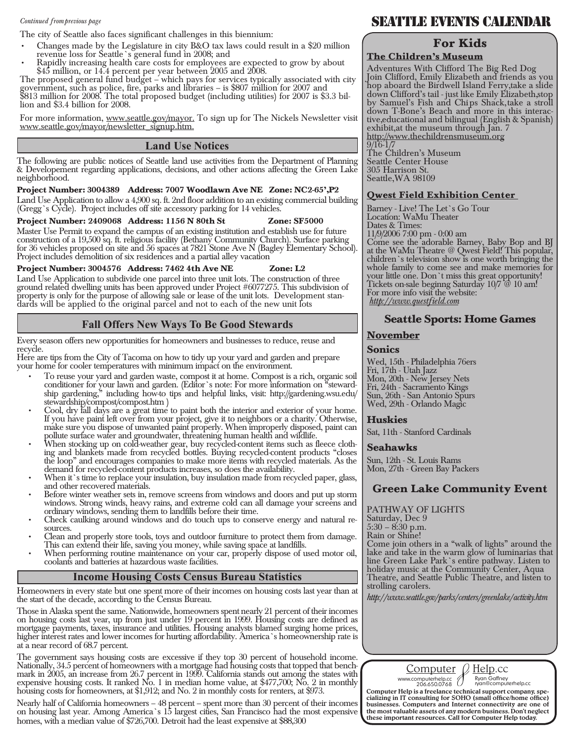*Continued from previous page*

The city of Seattle also faces significant challenges in this biennium:

- Changes made by the Legislature in city B&O tax laws could result in a $20 million revenue loss for Seattle`s general fund in 2008; and
- Rapidly increasing health care costs for employees are expected to grow by about $45 million, or 14.4 percent per year between 2005 and 2008.

The proposed general fund budget – which pays for services typically associated with city government, such as police, fire, parks and libraries – is $807 million for 2007 and $813 million for 2008. The total proposed budget (including utilities) for 2007 is $3.3 billion and $3.4 billion for 2008.

For more information, www.seattle.gov/mayor. To sign up for The Nickels Newsletter visit www.seattle.gov/mayor/newsletter_signup.htm.

## Land Use Notices

The following are public notices of Seattle land use activities from the Department of Planning & Developement regarding applications, decisions, and other actions affecting the Green Lake neighborhood.

**Project Number: 3004389 Address: 7007 Woodlawn Ave NE Zone: NC2-65',P2**

Land Use Application to allow a 4,900 sq. ft. 2nd floor addition to an existing commercial building (Gregg`s Cycle). Project includes off site accessory parking for 14 vehicles.

**Project Number: 2409068 Address: 1156 N 80th St Zone: SF5000**

Master Use Permit to expand the campus of an existing institution and establish use for future construction of a 19,500 sq. ft. religious facility (Bethany Community Church). Surface parking for 36 vehicles proposed on site and 56 spaces at 7821 Stone Ave N (Bagley Elementary School). Project includes demolition of six residences and a partial alley vacation

**Project Number: 3004576 Address: 7462 4th Ave NE Zone: L2**

Land Use Application to subdivide one parcel into three unit lots. The construction of three ground related dwelling units has been approved under Project #6077275. This subdivision of property is only for the purpose of allowing sale or lease of the unit lots. Development standards will be applied to the original parcel and not to each of the new unit lots

## Fall Offers New Ways To Be Good Stewards

Every season offers new opportunities for homeowners and businesses to reduce, reuse and recycle.
Here are tips from the City of Tacoma on how to tidy up your yard and garden and prepare your home for cooler temperatures with minimum impact on the environment.

- To reuse your yard and garden waste, compost it at home. Compost is a rich, organic soil conditioner for your lawn and garden. (Editor`s note: For more information on "stewardship gardening," including how-to tips and helpful links, visit: http://gardening.wsu.edu/stewardship/compost/compost.htm )
- Cool, dry fall days are a great time to paint both the interior and exterior of your home. If you have paint left over from your project, give it to neighbors or a charity. Otherwise, make sure you dispose of unwanted paint properly. When improperly disposed, paint can pollute surface water and groundwater, threatening human health and wildlife.
- When stocking up on cold-weather gear, buy recycled-content items such as fleece clothing and blankets made from recycled bottles. Buying recycled-content products "closes the loop" and encourages companies to make more items with recycled materials. As the demand for recycled-content products increases, so does the availability.
- When it`s time to replace your insulation, buy insulation made from recycled paper, glass, and other recovered materials.
- Before winter weather sets in, remove screens from windows and doors and put up storm windows. Strong winds, heavy rains, and extreme cold can all damage your screens and ordinary windows, sending them to landfills before their time.
- Check caulking around windows and do touch ups to conserve energy and natural resources.
- Clean and properly store tools, toys and outdoor furniture to protect them from damage. This can extend their life, saving you money, while saving space at landfills.
- When performing routine maintenance on your car, properly dispose of used motor oil, coolants and batteries at hazardous waste facilities.

## Income Housing Costs Census Bureau Statistics

Homeowners in every state but one spent more of their incomes on housing costs last year than at the start of the decade, according to the Census Bureau.

Those in Alaska spent the same. Nationwide, homeowners spent nearly 21 percent of their incomes on housing costs last year, up from just under 19 percent in 1999. Housing costs are defined as mortgage payments, taxes, insurance and utilities. Housing analysts blamed surging home prices, higher interest rates and lower incomes for hurting affordability. America`s homeownership rate is at a near record of 68.7 percent.

The government says housing costs are excessive if they top 30 percent of household income. Nationally, 34.5 percent of homeowners with a mortgage had housing costs that topped that benchmark in 2005, an increase from 26.7 percent in 1999. California stands out among the states with expensive housing costs. It ranked No. 1 in median home value, at $477,700; No. 2 in monthly housing costs for homeowners, at $1,912; and No. 2 in monthly costs for renters, at $973.

Nearly half of California homeowners – 48 percent – spent more than 30 percent of their incomes on housing last year. Among America`s 15 largest cities, San Francisco had the most expensive homes, with a median value of $726,700. Detroit had the least expensive at $88,300

# Seattle Events Calendar

## For Kids

### The Children's Museum

Adventures With Clifford The Big Red Dog
Join Clifford, Emily Elizabeth and friends as you hop aboard the Birdwell Island Ferry,take a slide down Clifford's tail - just like Emily Elizabeth,stop by Samuel's Fish and Chips Shack,take a stroll down T-Bone's Beach and more in this interactive,educational and bilingual (English & Spanish) exhibit,at the museum through Jan. 7
http://www.thechildrensmuseum.org
9/16-1/7
The Children's Museum
Seattle Center House
305 Harrison St.
Seattle,WA 98109

### Qwest Field Exhibition Center

Barney - Live! The Let`s Go Tour
Location: WaMu Theater
Dates & Times:
11/9/2006 7:00 pm - 0:00 am
Come see the adorable Barney, Baby Bop and BJ at the WaMu Theatre @ Qwest Field! This popular, children`s television show is one worth bringing the whole family to come see and make memories for your little one. Don`t miss this great opportunity! Tickets on-sale beginng Saturday 10/7 @ 10 am!
For more info visit the website:
*http://www.questfield.com*

## Seattle Sports: Home Games

### November

**Sonics**

Wed, 15th - Philadelphia 76ers
Fri, 17th - Utah Jazz
Mon, 20th - New Jersey Nets
Fri, 24th - Sacramento Kings
Sun, 26th - San Antonio Spurs
Wed, 29th - Orlando Magic

**Huskies**

Sat, 11th - Stanford Cardinals

**Seahawks**

Sun, 12th - St. Louis Rams
Mon, 27th - Green Bay Packers

## Green Lake Community Event

PATHWAY OF LIGHTS
Saturday, Dec 9
5:30 – 8:30 p.m.
Rain or Shine!
Come join others in a "walk of lights" around the lake and take in the warm glow of luminarias that line Green Lake Park`s entire pathway. Listen to holiday music at the Community Center, Aqua Theatre, and Seattle Public Theatre, and listen to strolling carolers.

*http://www.seattle.gov/parks/centers/greenlake/activity.htm*

Computer Help.cc
www.computerhelp.cc 206.650.0768
Ryan Gaffney ryan@computerhelp.cc

**Computer Help is a freelance technical support company, specializing in IT consulting for SOHO (small office/home office) businesses. Computers and Internet connectivity are one of the most valuable assets of any modern business. Don't neglect these important resources. Call for Computer Help today.**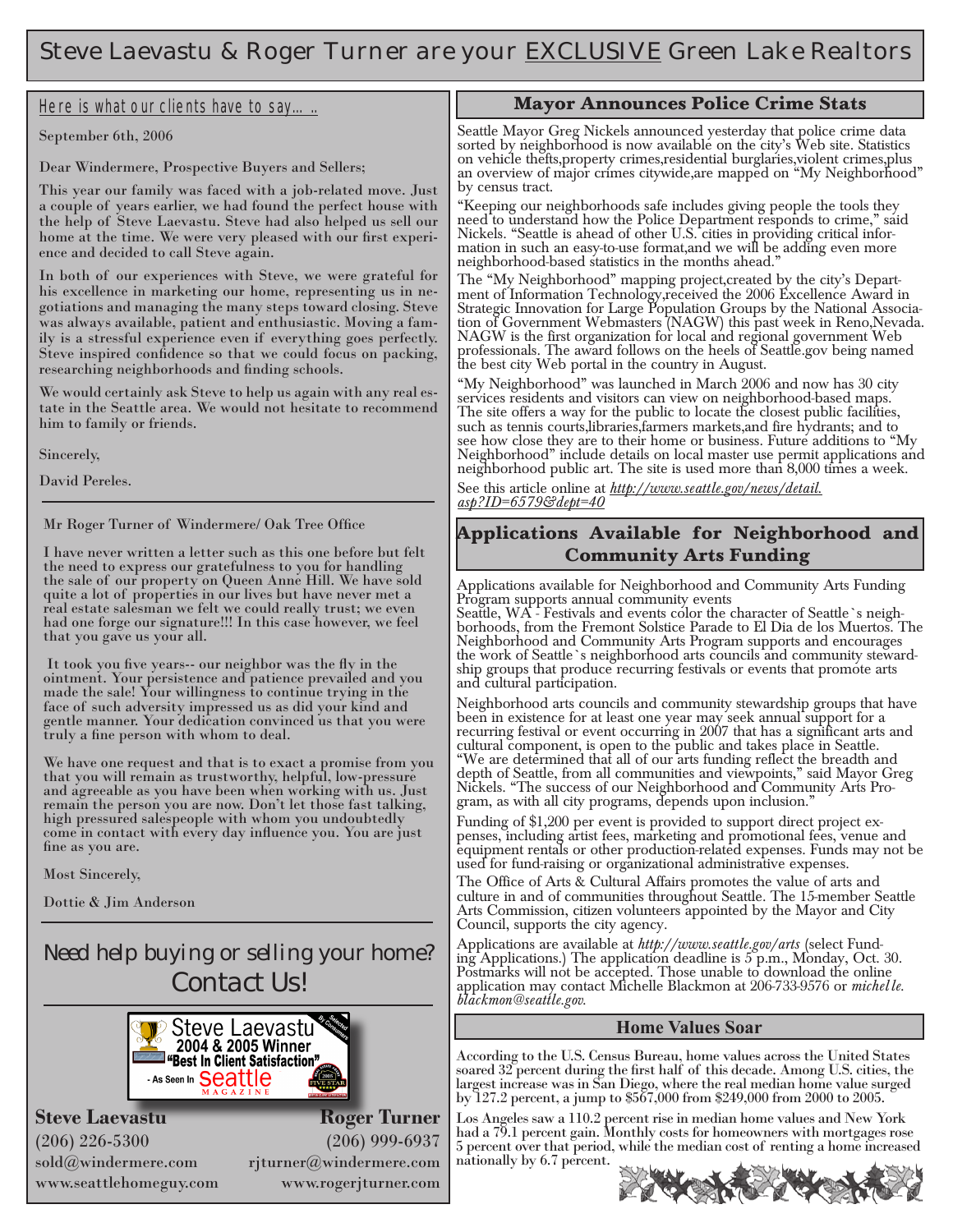# Steve Laevastu & Roger Turner are your EXCLUSIVE Green Lake Realtors

## Here is what our clients have to say…..

September 6th, 2006

Dear Windermere, Prospective Buyers and Sellers;

This year our family was faced with a job-related move. Just a couple of years earlier, we had found the perfect house with the help of Steve Laevastu. Steve had also helped us sell our home at the time. We were very pleased with our first experience and decided to call Steve again.

In both of our experiences with Steve, we were grateful for his excellence in marketing our home, representing us in negotiations and managing the many steps toward closing. Steve was always available, patient and enthusiastic. Moving a family is a stressful experience even if everything goes perfectly. Steve inspired confidence so that we could focus on packing, researching neighborhoods and finding schools.

We would certainly ask Steve to help us again with any real estate in the Seattle area. We would not hesitate to recommend him to family or friends.

Sincerely,

David Pereles.

---

Mr Roger Turner of Windermere/ Oak Tree Office

I have never written a letter such as this one before but felt the need to express our gratefulness to you for handling the sale of our property on Queen Anne Hill. We have sold quite a lot of properties in our lives but have never met a real estate salesman we felt we could really trust; we even had one forge our signature!!! In this case however, we feel that you gave us your all.

It took you five years-- our neighbor was the fly in the ointment. Your persistence and patience prevailed and you made the sale! Your willingness to continue trying in the face of such adversity impressed us as did your kind and gentle manner. Your dedication convinced us that you were truly a fine person with whom to deal.

We have one request and that is to exact a promise from you that you will remain as trustworthy, helpful, low-pressure and agreeable as you have been when working with us. Just remain the person you are now. Don't let those fast talking, high pressured salespeople with whom you undoubtedly come in contact with every day influence you. You are just fine as you are.

Most Sincerely,

Dottie & Jim Anderson

---

Need help buying or selling your home?
Contact Us!

Steve Laevastu
2004 & 2005 Winner
"Best In Client Satisfaction"
- As Seen In Seattle Magazine

**Steve Laevastu**
(206) 226-5300
sold@windermere.com
www.seattlehomeguy.com

**Roger Turner**
(206) 999-6937
rjturner@windermere.com
www.rogerjturner.com

## Mayor Announces Police Crime Stats

Seattle Mayor Greg Nickels announced yesterday that police crime data sorted by neighborhood is now available on the city's Web site. Statistics on vehicle thefts,property crimes,residential burglaries,violent crimes,plus an overview of major crimes citywide,are mapped on "My Neighborhood" by census tract.

"Keeping our neighborhoods safe includes giving people the tools they need to understand how the Police Department responds to crime," said Nickels. "Seattle is ahead of other U.S. cities in providing critical information in such an easy-to-use format,and we will be adding even more neighborhood-based statistics in the months ahead."

The "My Neighborhood" mapping project,created by the city's Department of Information Technology,received the 2006 Excellence Award in Strategic Innovation for Large Population Groups by the National Association of Government Webmasters (NAGW) this past week in Reno,Nevada. NAGW is the first organization for local and regional government Web professionals. The award follows on the heels of Seattle.gov being named the best city Web portal in the country in August.

"My Neighborhood" was launched in March 2006 and now has 30 city services residents and visitors can view on neighborhood-based maps. The site offers a way for the public to locate the closest public facilities, such as tennis courts,libraries,farmers markets,and fire hydrants; and to see how close they are to their home or business. Future additions to "My Neighborhood" include details on local master use permit applications and neighborhood public art. The site is used more than 8,000 times a week.

See this article online at *http://www.seattle.gov/news/detail.asp?ID=6579&dept=40*

## Applications Available for Neighborhood and Community Arts Funding

Applications available for Neighborhood and Community Arts Funding Program supports annual community events
Seattle, WA - Festivals and events color the character of Seattle`s neighborhoods, from the Fremont Solstice Parade to El Dia de los Muertos. The Neighborhood and Community Arts Program supports and encourages the work of Seattle`s neighborhood arts councils and community stewardship groups that produce recurring festivals or events that promote arts and cultural participation.

Neighborhood arts councils and community stewardship groups that have been in existence for at least one year may seek annual support for a recurring festival or event occurring in 2007 that has a significant arts and cultural component, is open to the public and takes place in Seattle.
"We are determined that all of our arts funding reflect the breadth and depth of Seattle, from all communities and viewpoints," said Mayor Greg Nickels. "The success of our Neighborhood and Community Arts Program, as with all city programs, depends upon inclusion."

Funding of $1,200 per event is provided to support direct project expenses, including artist fees, marketing and promotional fees, venue and equipment rentals or other production-related expenses. Funds may not be used for fund-raising or organizational administrative expenses.

The Office of Arts & Cultural Affairs promotes the value of arts and culture in and of communities throughout Seattle. The 15-member Seattle Arts Commission, citizen volunteers appointed by the Mayor and City Council, supports the city agency.

Applications are available at *http://www.seattle.gov/arts* (select Funding Applications.) The application deadline is 5 p.m., Monday, Oct. 30. Postmarks will not be accepted. Those unable to download the online application may contact Michelle Blackmon at 206-733-9576 or *michelle.blackmon@seattle.gov.*

## Home Values Soar

According to the U.S. Census Bureau, home values across the United States soared 32 percent during the first half of this decade. Among U.S. cities, the largest increase was in San Diego, where the real median home value surged by 127.2 percent, a jump to $567,000 from $249,000 from 2000 to 2005.

Los Angeles saw a 110.2 percent rise in median home values and New York had a 79.1 percent gain. Monthly costs for homeowners with mortgages rose 5 percent over that period, while the median cost of renting a home increased nationally by 6.7 percent.